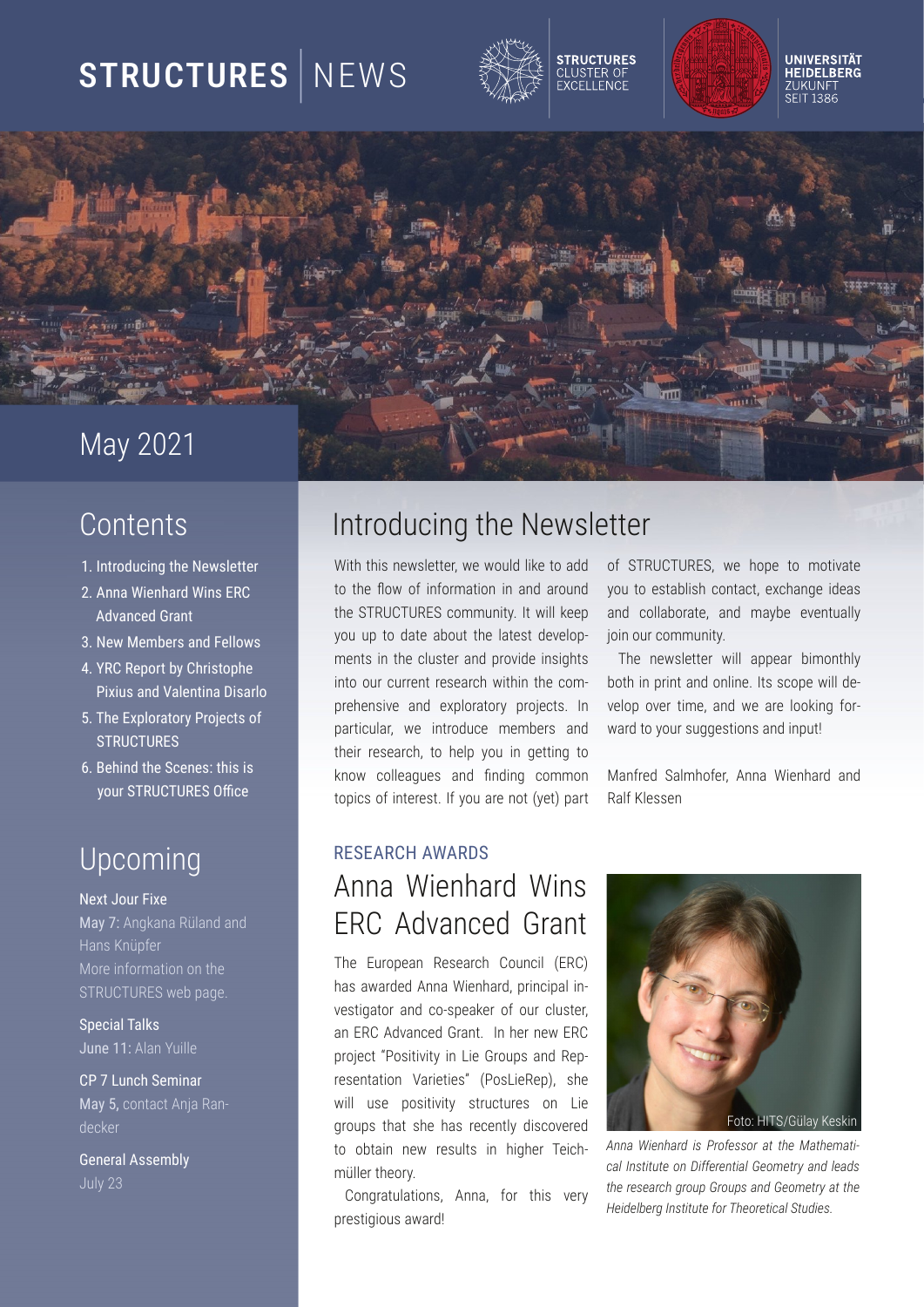# STRUCTURES NEWS

STRUCTURES CLUSTER OF EXCELLENCE

UNIVERSITÄT HEIDELBERG ZUKUNFT SEIT 1386

May 2021

## Contents

1. Introducing the Newsletter
2. Anna Wienhard Wins ERC Advanced Grant
3. New Members and Fellows
4. YRC Report by Christophe Pixius and Valentina Disarlo
5. The Exploratory Projects of STRUCTURES
6. Behind the Scenes: this is your STRUCTURES Office

## Upcoming

**Next Jour Fixe**
May 7: Angkana Rüland and Hans Knüpfer
More information on the STRUCTURES web page.

**Special Talks**
June 11: Alan Yuille

**CP 7 Lunch Seminar**
May 5, contact Anja Randecker

**General Assembly**
July 23

## Introducing the Newsletter

With this newsletter, we would like to add to the flow of information in and around the STRUCTURES community. It will keep you up to date about the latest developments in the cluster and provide insights into our current research within the comprehensive and exploratory projects. In particular, we introduce members and their research, to help you in getting to know colleagues and finding common topics of interest. If you are not (yet) part of STRUCTURES, we hope to motivate you to establish contact, exchange ideas and collaborate, and maybe eventually join our community.

The newsletter will appear bimonthly both in print and online. Its scope will develop over time, and we are looking forward to your suggestions and input!

Manfred Salmhofer, Anna Wienhard and Ralf Klessen

RESEARCH AWARDS

## Anna Wienhard Wins ERC Advanced Grant

The European Research Council (ERC) has awarded Anna Wienhard, principal investigator and co-speaker of our cluster, an ERC Advanced Grant. In her new ERC project "Positivity in Lie Groups and Representation Varieties" (PosLieRep), she will use positivity structures on Lie groups that she has recently discovered to obtain new results in higher Teichmüller theory.

Congratulations, Anna, for this very prestigious award!

Foto: HITS/Gülay Keskin

*Anna Wienhard is Professor at the Mathematical Institute on Differential Geometry and leads the research group Groups and Geometry at the Heidelberg Institute for Theoretical Studies.*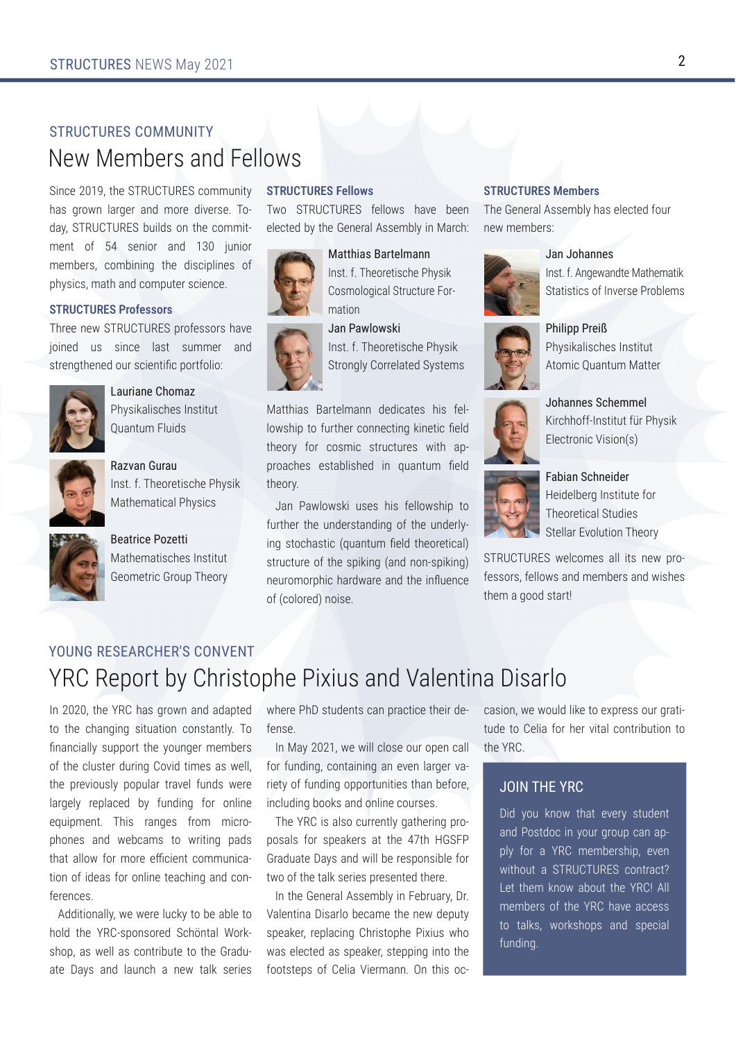STRUCTURES COMMUNITY

# New Members and Fellows

Since 2019, the STRUCTURES community has grown larger and more diverse. Today, STRUCTURES builds on the commitment of 54 senior and 130 junior members, combining the disciplines of physics, math and computer science.

### STRUCTURES Professors

Three new STRUCTURES professors have joined us since last summer and strengthened our scientific portfolio:

**Lauriane Chomaz**
Physikalisches Institut
Quantum Fluids

**Razvan Gurau**
Inst. f. Theoretische Physik
Mathematical Physics

**Beatrice Pozzetti**
Mathematisches Institut
Geometric Group Theory

### STRUCTURES Fellows

Two STRUCTURES fellows have been elected by the General Assembly in March:

**Matthias Bartelmann**
Inst. f. Theoretische Physik
Cosmological Structure Formation

**Jan Pawlowski**
Inst. f. Theoretische Physik
Strongly Correlated Systems

Matthias Bartelmann dedicates his fellowship to further connecting kinetic field theory for cosmic structures with approaches established in quantum field theory.

Jan Pawlowski uses his fellowship to further the understanding of the underlying stochastic (quantum field theoretical) structure of the spiking (and non-spiking) neuromorphic hardware and the influence of (colored) noise.

### STRUCTURES Members

The General Assembly has elected four new members:

**Jan Johannes**
Inst. f. Angewandte Mathematik
Statistics of Inverse Problems

**Philipp Preiß**
Physikalisches Institut
Atomic Quantum Matter

**Johannes Schemmel**
Kirchhoff-Institut für Physik
Electronic Vision(s)

**Fabian Schneider**
Heidelberg Institute for Theoretical Studies
Stellar Evolution Theory

STRUCTURES welcomes all its new professors, fellows and members and wishes them a good start!

YOUNG RESEARCHER'S CONVENT

# YRC Report by Christophe Pixius and Valentina Disarlo

In 2020, the YRC has grown and adapted to the changing situation constantly. To financially support the younger members of the cluster during Covid times as well, the previously popular travel funds were largely replaced by funding for online equipment. This ranges from microphones and webcams to writing pads that allow for more efficient communication of ideas for online teaching and conferences.

Additionally, we were lucky to be able to hold the YRC-sponsored Schöntal Workshop, as well as contribute to the Graduate Days and launch a new talk series where PhD students can practice their defense.

In May 2021, we will close our open call for funding, containing an even larger variety of funding opportunities than before, including books and online courses.

The YRC is also currently gathering proposals for speakers at the 47th HGSFP Graduate Days and will be responsible for two of the talk series presented there.

In the General Assembly in February, Dr. Valentina Disarlo became the new deputy speaker, replacing Christophe Pixius who was elected as speaker, stepping into the footsteps of Celia Viermann. On this occasion, we would like to express our gratitude to Celia for her vital contribution to the YRC.

### JOIN THE YRC

Did you know that every student and Postdoc in your group can apply for a YRC membership, even without a STRUCTURES contract? Let them know about the YRC! All members of the YRC have access to talks, workshops and special funding.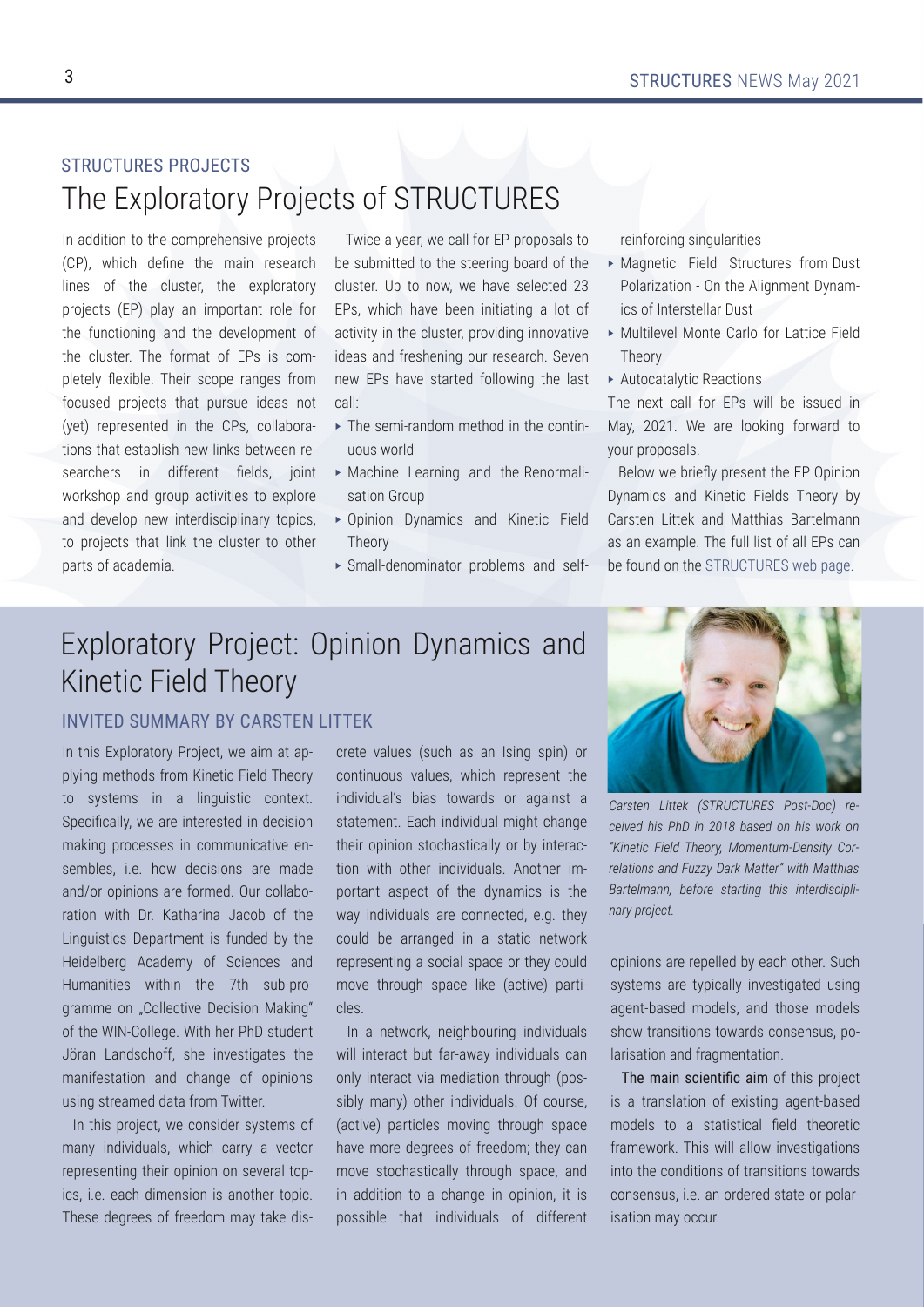STRUCTURES PROJECTS

# The Exploratory Projects of STRUCTURES

In addition to the comprehensive projects (CP), which define the main research lines of the cluster, the exploratory projects (EP) play an important role for the functioning and the development of the cluster. The format of EPs is completely flexible. Their scope ranges from focused projects that pursue ideas not (yet) represented in the CPs, collaborations that establish new links between researchers in different fields, joint workshop and group activities to explore and develop new interdisciplinary topics, to projects that link the cluster to other parts of academia.

Twice a year, we call for EP proposals to be submitted to the steering board of the cluster. Up to now, we have selected 23 EPs, which have been initiating a lot of activity in the cluster, providing innovative ideas and freshening our research. Seven new EPs have started following the last call:

- The semi-random method in the continuous world
- Machine Learning and the Renormalisation Group
- Opinion Dynamics and Kinetic Field Theory
- Small-denominator problems and self-reinforcing singularities
- Magnetic Field Structures from Dust Polarization - On the Alignment Dynamics of Interstellar Dust
- Multilevel Monte Carlo for Lattice Field Theory
- Autocatalytic Reactions

The next call for EPs will be issued in May, 2021. We are looking forward to your proposals.

Below we briefly present the EP Opinion Dynamics and Kinetic Fields Theory by Carsten Littek and Matthias Bartelmann as an example. The full list of all EPs can be found on the STRUCTURES web page.

# Exploratory Project: Opinion Dynamics and Kinetic Field Theory

## INVITED SUMMARY BY CARSTEN LITTEK

In this Exploratory Project, we aim at applying methods from Kinetic Field Theory to systems in a linguistic context. Specifically, we are interested in decision making processes in communicative ensembles, i.e. how decisions are made and/or opinions are formed. Our collaboration with Dr. Katharina Jacob of the Linguistics Department is funded by the Heidelberg Academy of Sciences and Humanities within the 7th sub-programme on „Collective Decision Making" of the WIN-College. With her PhD student Jöran Landschoff, she investigates the manifestation and change of opinions using streamed data from Twitter.

In this project, we consider systems of many individuals, which carry a vector representing their opinion on several topics, i.e. each dimension is another topic. These degrees of freedom may take discrete values (such as an Ising spin) or continuous values, which represent the individual's bias towards or against a statement. Each individual might change their opinion stochastically or by interaction with other individuals. Another important aspect of the dynamics is the way individuals are connected, e.g. they could be arranged in a static network representing a social space or they could move through space like (active) particles.

In a network, neighbouring individuals will interact but far-away individuals can only interact via mediation through (possibly many) other individuals. Of course, (active) particles moving through space have more degrees of freedom; they can move stochastically through space, and in addition to a change in opinion, it is possible that individuals of different opinions are repelled by each other. Such systems are typically investigated using agent-based models, and those models show transitions towards consensus, polarisation and fragmentation.

*Carsten Littek (STRUCTURES Post-Doc) received his PhD in 2018 based on his work on "Kinetic Field Theory, Momentum-Density Correlations and Fuzzy Dark Matter" with Matthias Bartelmann, before starting this interdisciplinary project.*

**The main scientific aim** of this project is a translation of existing agent-based models to a statistical field theoretic framework. This will allow investigations into the conditions of transitions towards consensus, i.e. an ordered state or polarisation may occur.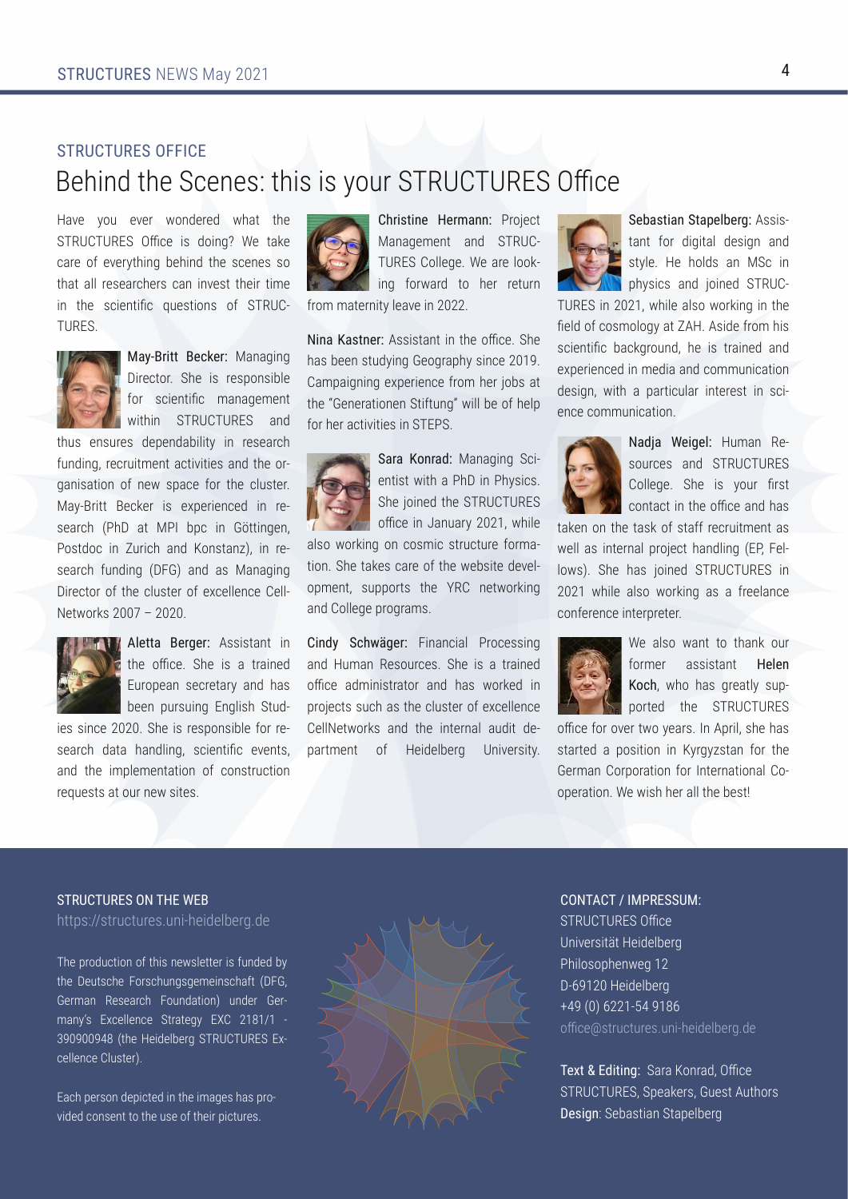STRUCTURES OFFICE

# Behind the Scenes: this is your STRUCTURES Office

Have you ever wondered what the STRUCTURES Office is doing? We take care of everything behind the scenes so that all researchers can invest their time in the scientific questions of STRUCTURES.

**May-Britt Becker:** Managing Director. She is responsible for scientific management within STRUCTURES and thus ensures dependability in research funding, recruitment activities and the organisation of new space for the cluster. May-Britt Becker is experienced in research (PhD at MPI bpc in Göttingen, Postdoc in Zurich and Konstanz), in research funding (DFG) and as Managing Director of the cluster of excellence CellNetworks 2007 – 2020.

**Aletta Berger:** Assistant in the office. She is a trained European secretary and has been pursuing English Studies since 2020. She is responsible for research data handling, scientific events, and the implementation of construction requests at our new sites.

**Christine Hermann:** Project Management and STRUCTURES College. We are looking forward to her return from maternity leave in 2022.

**Nina Kastner:** Assistant in the office. She has been studying Geography since 2019. Campaigning experience from her jobs at the "Generationen Stiftung" will be of help for her activities in STEPS.

**Sara Konrad:** Managing Scientist with a PhD in Physics. She joined the STRUCTURES office in January 2021, while also working on cosmic structure formation. She takes care of the website development, supports the YRC networking and College programs.

**Cindy Schwäger:** Financial Processing and Human Resources. She is a trained office administrator and has worked in projects such as the cluster of excellence CellNetworks and the internal audit department of Heidelberg University.

**Sebastian Stapelberg:** Assistant for digital design and style. He holds an MSc in physics and joined STRUCTURES in 2021, while also working in the field of cosmology at ZAH. Aside from his scientific background, he is trained and experienced in media and communication design, with a particular interest in science communication.

**Nadja Weigel:** Human Resources and STRUCTURES College. She is your first contact in the office and has taken on the task of staff recruitment as well as internal project handling (EP, Fellows). She has joined STRUCTURES in 2021 while also working as a freelance conference interpreter.

We also want to thank our former assistant **Helen Koch**, who has greatly supported the STRUCTURES office for over two years. In April, she has started a position in Kyrgyzstan for the German Corporation for International Cooperation. We wish her all the best!

STRUCTURES ON THE WEB

https://structures.uni-heidelberg.de

The production of this newsletter is funded by the Deutsche Forschungsgemeinschaft (DFG, German Research Foundation) under Germany's Excellence Strategy EXC 2181/1 - 390900948 (the Heidelberg STRUCTURES Excellence Cluster).

Each person depicted in the images has provided consent to the use of their pictures.

CONTACT / IMPRESSUM:

STRUCTURES Office
Universität Heidelberg
Philosophenweg 12
D-69120 Heidelberg
+49 (0) 6221-54 9186
office@structures.uni-heidelberg.de

**Text & Editing:** Sara Konrad, Office STRUCTURES, Speakers, Guest Authors
**Design:** Sebastian Stapelberg